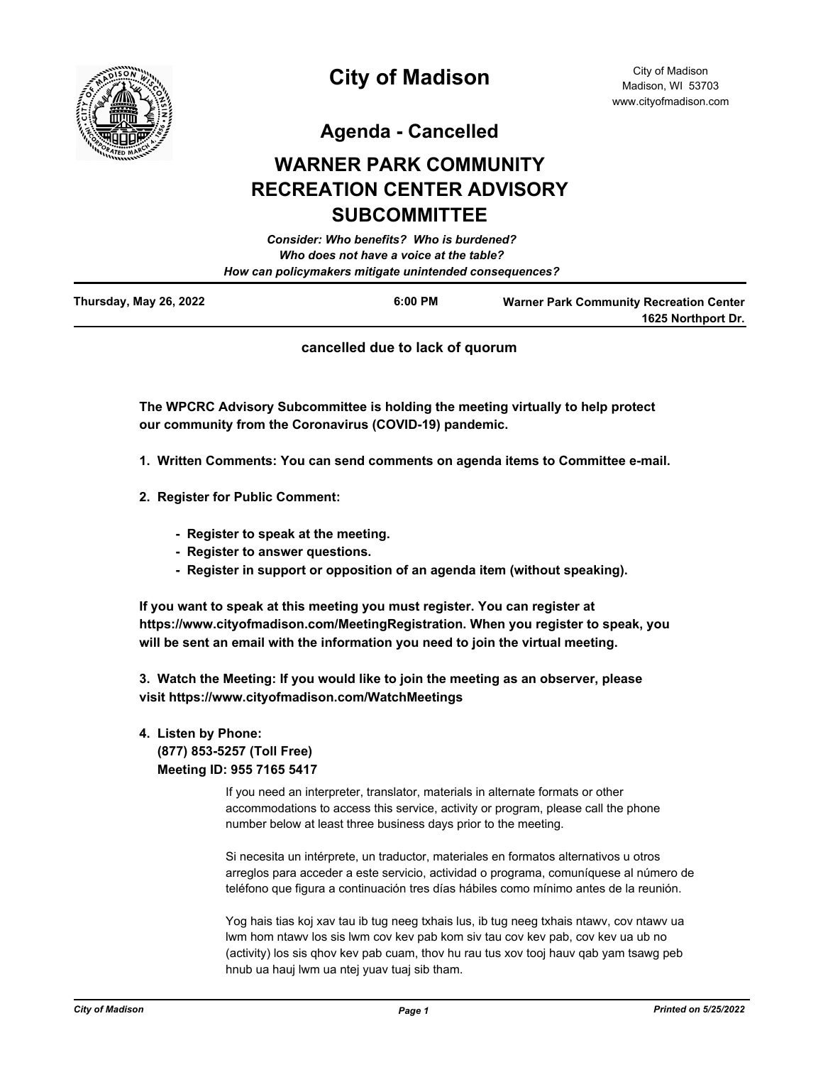# City of Madison

City of Madison
Madison, WI 53703
www.cityofmadison.com

## Agenda - Cancelled

## WARNER PARK COMMUNITY RECREATION CENTER ADVISORY SUBCOMMITTEE

***Consider: Who benefits? Who is burdened?***
***Who does not have a voice at the table?***
***How can policymakers mitigate unintended consequences?***

| Thursday, May 26, 2022 | 6:00 PM | Warner Park Community Recreation Center 1625 Northport Dr. |
|---|---|---|

**cancelled due to lack of quorum**

**The WPCRC Advisory Subcommittee is holding the meeting virtually to help protect our community from the Coronavirus (COVID-19) pandemic.**

**1. Written Comments: You can send comments on agenda items to Committee e-mail.**

**2. Register for Public Comment:**

- **Register to speak at the meeting.**
- **Register to answer questions.**
- **Register in support or opposition of an agenda item (without speaking).**

**If you want to speak at this meeting you must register. You can register at https://www.cityofmadison.com/MeetingRegistration. When you register to speak, you will be sent an email with the information you need to join the virtual meeting.**

**3. Watch the Meeting: If you would like to join the meeting as an observer, please visit https://www.cityofmadison.com/WatchMeetings**

**4. Listen by Phone:**
**(877) 853-5257 (Toll Free)**
**Meeting ID: 955 7165 5417**

If you need an interpreter, translator, materials in alternate formats or other accommodations to access this service, activity or program, please call the phone number below at least three business days prior to the meeting.

Si necesita un intérprete, un traductor, materiales en formatos alternativos u otros arreglos para acceder a este servicio, actividad o programa, comuníquese al número de teléfono que figura a continuación tres días hábiles como mínimo antes de la reunión.

Yog hais tias koj xav tau ib tug neeg txhais lus, ib tug neeg txhais ntawv, cov ntawv ua lwm hom ntawv los sis lwm cov kev pab kom siv tau cov kev pab, cov kev ua ub no (activity) los sis qhov kev pab cuam, thov hu rau tus xov tooj hauv qab yam tsawg peb hnub ua hauj lwm ua ntej yuav tuaj sib tham.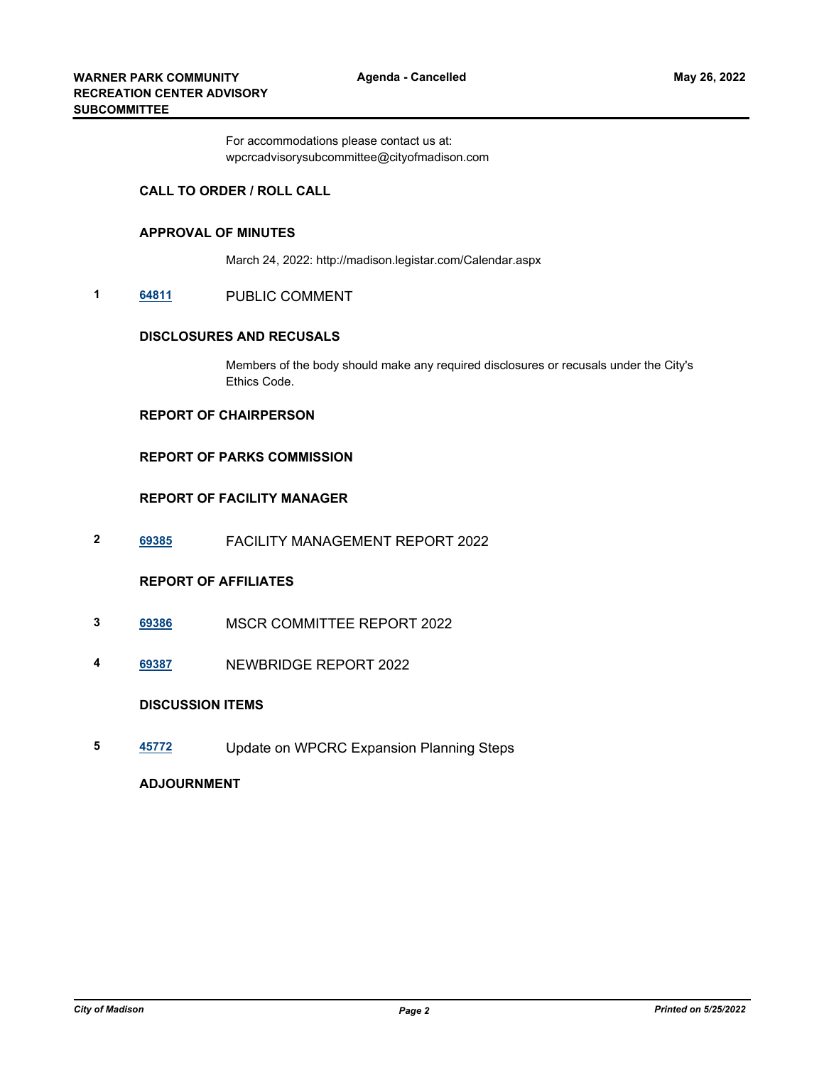For accommodations please contact us at: wpcrcadvisorysubcommittee@cityofmadison.com

**CALL TO ORDER / ROLL CALL**

**APPROVAL OF MINUTES**

March 24, 2022: http://madison.legistar.com/Calendar.aspx

1. [64811] PUBLIC COMMENT

**DISCLOSURES AND RECUSALS**

Members of the body should make any required disclosures or recusals under the City's Ethics Code.

**REPORT OF CHAIRPERSON**

**REPORT OF PARKS COMMISSION**

**REPORT OF FACILITY MANAGER**

2. [69385] FACILITY MANAGEMENT REPORT 2022

**REPORT OF AFFILIATES**

3. [69386] MSCR COMMITTEE REPORT 2022
4. [69387] NEWBRIDGE REPORT 2022

**DISCUSSION ITEMS**

5. [45772] Update on WPCRC Expansion Planning Steps

**ADJOURNMENT**